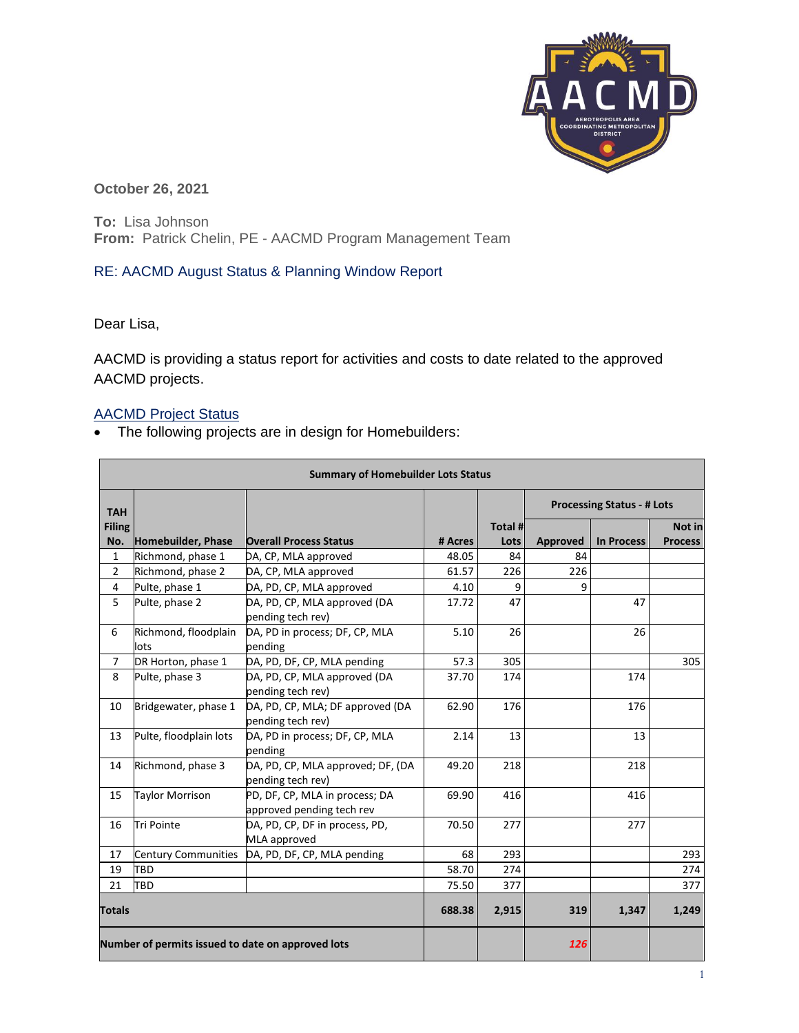October 26, 2021

**To:** Lisa Johnson
**From:** Patrick Chelin, PE - AACMD Program Management Team

RE: AACMD August Status & Planning Window Report

Dear Lisa,

AACMD is providing a status report for activities and costs to date related to the approved AACMD projects.

## AACMD Project Status

- The following projects are in design for Homebuilders:

| Summary of Homebuilder Lots Status | | | | | | | |
|---|---|---|---|---|---|---|---|
| TAH Filing No. | Homebuilder, Phase | Overall Process Status | # Acres | Total # Lots | Processing Status - # Lots | | |
| | | | | | Approved | In Process | Not in Process |
| 1 | Richmond, phase 1 | DA, CP, MLA approved | 48.05 | 84 | 84 | | |
| 2 | Richmond, phase 2 | DA, CP, MLA approved | 61.57 | 226 | 226 | | |
| 4 | Pulte, phase 1 | DA, PD, CP, MLA approved | 4.10 | 9 | 9 | | |
| 5 | Pulte, phase 2 | DA, PD, CP, MLA approved (DA pending tech rev) | 17.72 | 47 | | 47 | |
| 6 | Richmond, floodplain lots | DA, PD in process; DF, CP, MLA pending | 5.10 | 26 | | 26 | |
| 7 | DR Horton, phase 1 | DA, PD, DF, CP, MLA pending | 57.3 | 305 | | | 305 |
| 8 | Pulte, phase 3 | DA, PD, CP, MLA approved (DA pending tech rev) | 37.70 | 174 | | 174 | |
| 10 | Bridgewater, phase 1 | DA, PD, CP, MLA; DF approved (DA pending tech rev) | 62.90 | 176 | | 176 | |
| 13 | Pulte, floodplain lots | DA, PD in process; DF, CP, MLA pending | 2.14 | 13 | | 13 | |
| 14 | Richmond, phase 3 | DA, PD, CP, MLA approved; DF, (DA pending tech rev) | 49.20 | 218 | | 218 | |
| 15 | Taylor Morrison | PD, DF, CP, MLA in process; DA approved pending tech rev | 69.90 | 416 | | 416 | |
| 16 | Tri Pointe | DA, PD, CP, DF in process, PD, MLA approved | 70.50 | 277 | | 277 | |
| 17 | Century Communities | DA, PD, DF, CP, MLA pending | 68 | 293 | | | 293 |
| 19 | TBD | | 58.70 | 274 | | | 274 |
| 21 | TBD | | 75.50 | 377 | | | 377 |
| **Totals** | | | **688.38** | **2,915** | **319** | **1,347** | **1,249** |
| **Number of permits issued to date on approved lots** | | | | | ***126*** | | |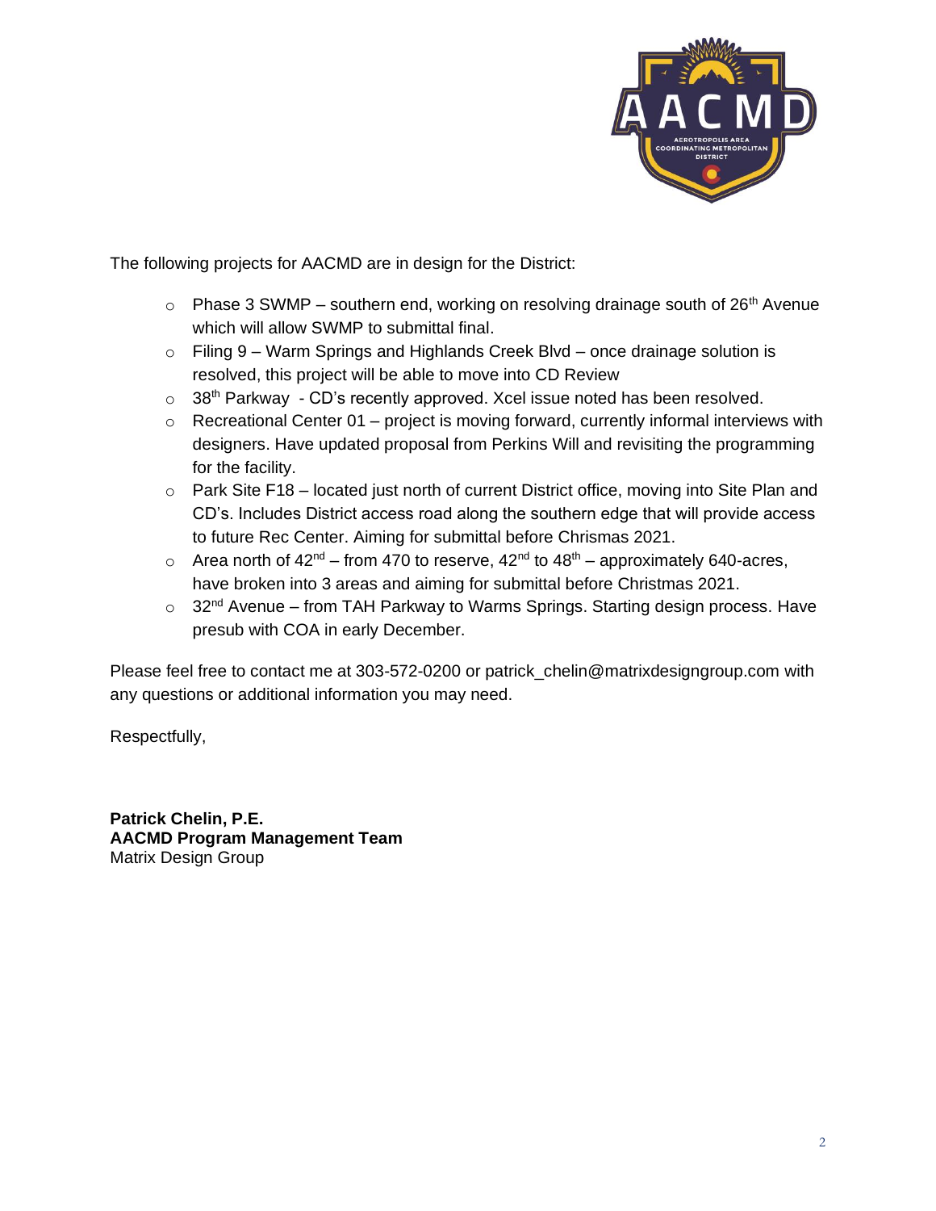The following projects for AACMD are in design for the District:

- Phase 3 SWMP – southern end, working on resolving drainage south of 26th Avenue which will allow SWMP to submittal final.
- Filing 9 – Warm Springs and Highlands Creek Blvd – once drainage solution is resolved, this project will be able to move into CD Review
- 38th Parkway - CD's recently approved. Xcel issue noted has been resolved.
- Recreational Center 01 – project is moving forward, currently informal interviews with designers. Have updated proposal from Perkins Will and revisiting the programming for the facility.
- Park Site F18 – located just north of current District office, moving into Site Plan and CD's. Includes District access road along the southern edge that will provide access to future Rec Center. Aiming for submittal before Chrismas 2021.
- Area north of 42nd – from 470 to reserve, 42nd to 48th – approximately 640-acres, have broken into 3 areas and aiming for submittal before Christmas 2021.
- 32nd Avenue – from TAH Parkway to Warms Springs. Starting design process. Have presub with COA in early December.

Please feel free to contact me at 303-572-0200 or patrick_chelin@matrixdesigngroup.com with any questions or additional information you may need.

Respectfully,

**Patrick Chelin, P.E.**
**AACMD Program Management Team**
Matrix Design Group